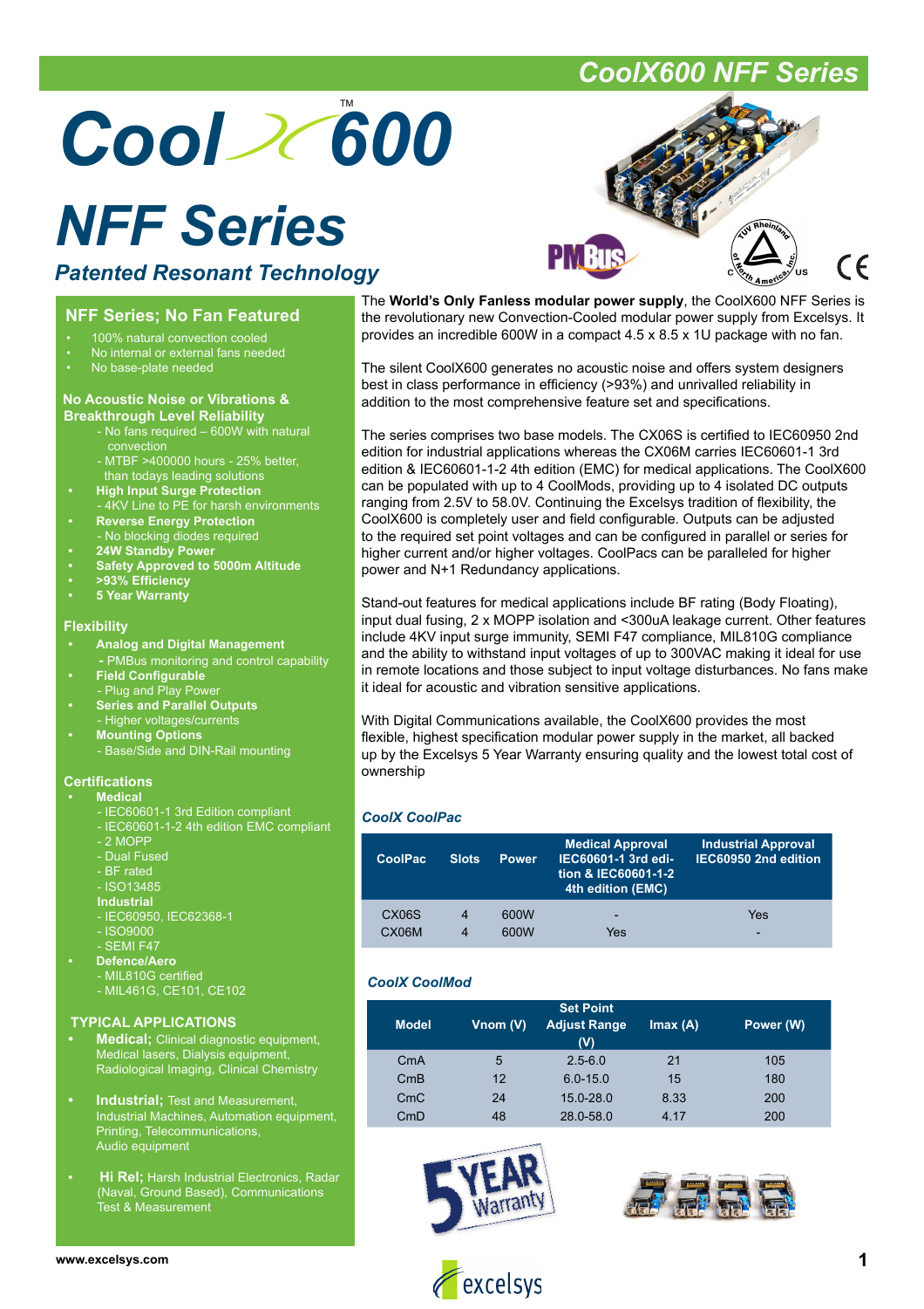# CoolX600 NFF Series

# CoolX™ 600

# NFF Series

### *Patented Resonant Technology*

## NFF Series; No Fan Featured

- 100% natural convection cooled
- No internal or external fans needed
- No base-plate needed

### No Acoustic Noise or Vibrations & Breakthrough Level Reliability

- No fans required – 600W with natural convection
- MTBF >400000 hours - 25% better, than todays leading solutions
- **High Input Surge Protection**
  - 4KV Line to PE for harsh environments
- **Reverse Energy Protection**
  - No blocking diodes required
- **24W Standby Power**
- **Safety Approved to 5000m Altitude**
- **>93% Efficiency**
- **5 Year Warranty**

### Flexibility

- **Analog and Digital Management**
  - PMBus monitoring and control capability
- **Field Configurable**
  - Plug and Play Power
- **Series and Parallel Outputs**
  - Higher voltages/currents
- **Mounting Options**
  - Base/Side and DIN-Rail mounting

### Certifications

- **Medical**
  - IEC60601-1 3rd Edition compliant
  - IEC60601-1-2 4th edition EMC compliant
  - 2 MOPP
  - Dual Fused
  - BF rated
  - ISO13485

  **Industrial**
  - IEC60950, IEC62368-1
  - ISO9000
  - SEMI F47
- **Defence/Aero**
  - MIL810G certified
  - MIL461G, CE101, CE102

### TYPICAL APPLICATIONS

- **Medical;** Clinical diagnostic equipment, Medical lasers, Dialysis equipment, Radiological Imaging, Clinical Chemistry
- **Industrial;** Test and Measurement, Industrial Machines, Automation equipment, Printing, Telecommunications, Audio equipment
- **Hi Rel;** Harsh Industrial Electronics, Radar (Naval, Ground Based), Communications Test & Measurement

The **World's Only Fanless modular power supply**, the CoolX600 NFF Series is the revolutionary new Convection-Cooled modular power supply from Excelsys. It provides an incredible 600W in a compact 4.5 x 8.5 x 1U package with no fan.

The silent CoolX600 generates no acoustic noise and offers system designers best in class performance in efficiency (>93%) and unrivalled reliability in addition to the most comprehensive feature set and specifications.

The series comprises two base models. The CX06S is certified to IEC60950 2nd edition for industrial applications whereas the CX06M carries IEC60601-1 3rd edition & IEC60601-1-2 4th edition (EMC) for medical applications. The CoolX600 can be populated with up to 4 CoolMods, providing up to 4 isolated DC outputs ranging from 2.5V to 58.0V. Continuing the Excelsys tradition of flexibility, the CoolX600 is completely user and field configurable. Outputs can be adjusted to the required set point voltages and can be configured in parallel or series for higher current and/or higher voltages. CoolPacs can be paralleled for higher power and N+1 Redundancy applications.

Stand-out features for medical applications include BF rating (Body Floating), input dual fusing, 2 x MOPP isolation and <300uA leakage current. Other features include 4KV input surge immunity, SEMI F47 compliance, MIL810G compliance and the ability to withstand input voltages of up to 300VAC making it ideal for use in remote locations and those subject to input voltage disturbances. No fans make it ideal for acoustic and vibration sensitive applications.

With Digital Communications available, the CoolX600 provides the most flexible, highest specification modular power supply in the market, all backed up by the Excelsys 5 Year Warranty ensuring quality and the lowest total cost of ownership

### *CoolX CoolPac*

| CoolPac | Slots | Power | Medical Approval IEC60601-1 3rd edition & IEC60601-1-2 4th edition (EMC) | Industrial Approval IEC60950 2nd edition |
|---|---|---|---|---|
| CX06S | 4 | 600W | - | Yes |
| CX06M | 4 | 600W | Yes | - |

### *CoolX CoolMod*

| Model | Vnom (V) | Set Point Adjust Range (V) | Imax (A) | Power (W) |
|---|---|---|---|---|
| CmA | 5 | 2.5-6.0 | 21 | 105 |
| CmB | 12 | 6.0-15.0 | 15 | 180 |
| CmC | 24 | 15.0-28.0 | 8.33 | 200 |
| CmD | 48 | 28.0-58.0 | 4.17 | 200 |

5 YEAR Warranty

www.excelsys.com

excelsys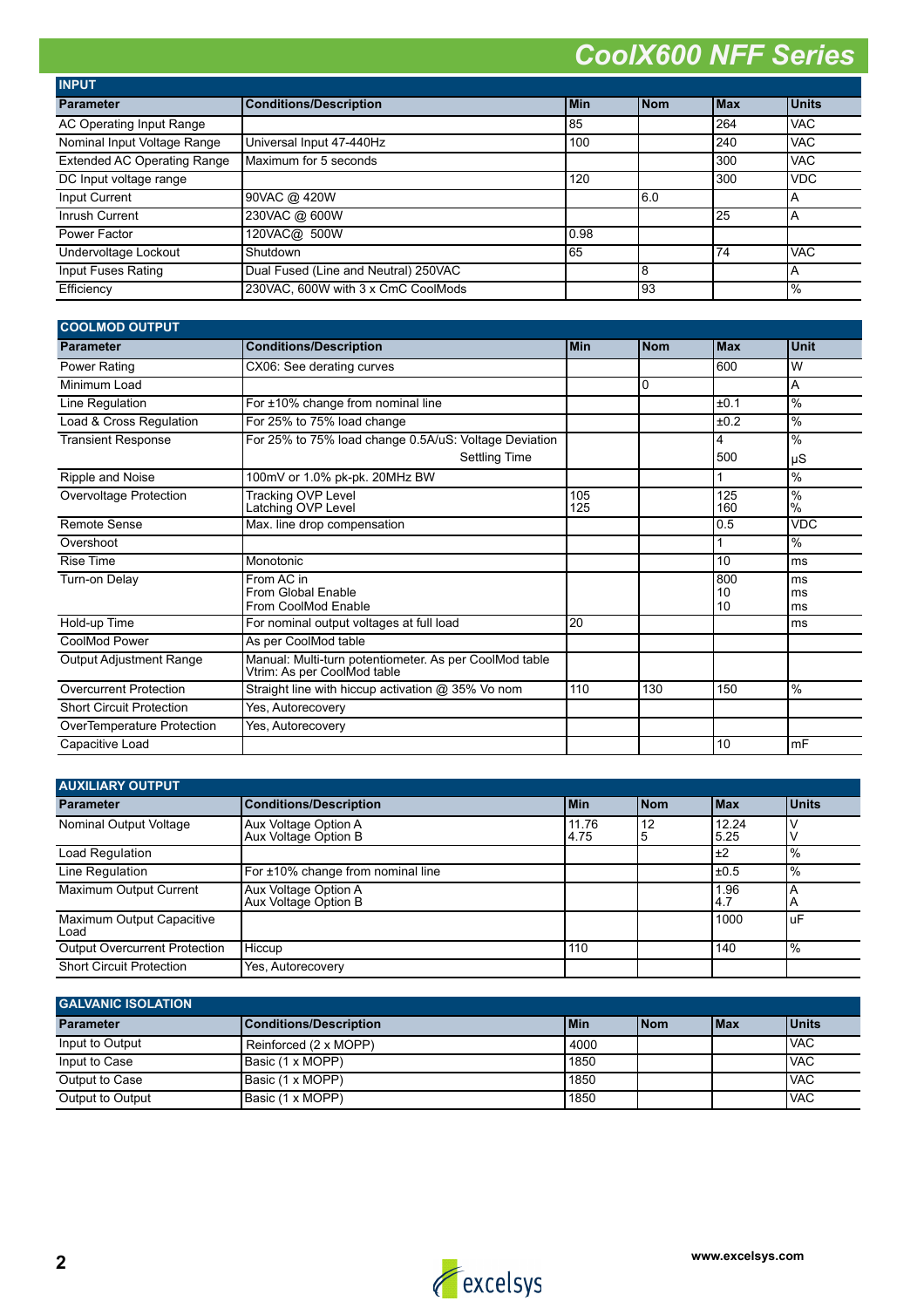# CoolX600 NFF Series

## INPUT

| Parameter | Conditions/Description | Min | Nom | Max | Units |
|---|---|---|---|---|---|
| AC Operating Input Range | | 85 | | 264 | VAC |
| Nominal Input Voltage Range | Universal Input 47-440Hz | 100 | | 240 | VAC |
| Extended AC Operating Range | Maximum for 5 seconds | | | 300 | VAC |
| DC Input voltage range | | 120 | | 300 | VDC |
| Input Current | 90VAC @ 420W | | 6.0 | | A |
| Inrush Current | 230VAC @ 600W | | | 25 | A |
| Power Factor | 120VAC@ 500W | 0.98 | | | |
| Undervoltage Lockout | Shutdown | 65 | | 74 | VAC |
| Input Fuses Rating | Dual Fused (Line and Neutral) 250VAC | | 8 | | A |
| Efficiency | 230VAC, 600W with 3 x CmC CoolMods | | 93 | | % |

## COOLMOD OUTPUT

| Parameter | Conditions/Description | Min | Nom | Max | Unit |
|---|---|---|---|---|---|
| Power Rating | CX06: See derating curves | | | 600 | W |
| Minimum Load | | | 0 | | A |
| Line Regulation | For ±10% change from nominal line | | | ±0.1 | % |
| Load & Cross Regulation | For 25% to 75% load change | | | ±0.2 | % |
| Transient Response | For 25% to 75% load change 0.5A/uS: Voltage Deviation<br>Settling Time | | | 4<br>500 | %<br>μS |
| Ripple and Noise | 100mV or 1.0% pk-pk. 20MHz BW | | | 1 | % |
| Overvoltage Protection | Tracking OVP Level<br>Latching OVP Level | 105<br>125 | | 125<br>160 | %<br>% |
| Remote Sense | Max. line drop compensation | | | 0.5 | VDC |
| Overshoot | | | | 1 | % |
| Rise Time | Monotonic | | | 10 | ms |
| Turn-on Delay | From AC in<br>From Global Enable<br>From CoolMod Enable | | | 800<br>10<br>10 | ms<br>ms<br>ms |
| Hold-up Time | For nominal output voltages at full load | 20 | | | ms |
| CoolMod Power | As per CoolMod table | | | | |
| Output Adjustment Range | Manual: Multi-turn potentiometer. As per CoolMod table<br>Vtrim: As per CoolMod table | | | | |
| Overcurrent Protection | Straight line with hiccup activation @ 35% Vo nom | 110 | 130 | 150 | % |
| Short Circuit Protection | Yes, Autorecovery | | | | |
| OverTemperature Protection | Yes, Autorecovery | | | | |
| Capacitive Load | | | | 10 | mF |

## AUXILIARY OUTPUT

| Parameter | Conditions/Description | Min | Nom | Max | Units |
|---|---|---|---|---|---|
| Nominal Output Voltage | Aux Voltage Option A<br>Aux Voltage Option B | 11.76<br>4.75 | 12<br>5 | 12.24<br>5.25 | V<br>V |
| Load Regulation | | | | ±2 | % |
| Line Regulation | For ±10% change from nominal line | | | ±0.5 | % |
| Maximum Output Current | Aux Voltage Option A<br>Aux Voltage Option B | | | 1.96<br>4.7 | A<br>A |
| Maximum Output Capacitive Load | | | | 1000 | uF |
| Output Overcurrent Protection | Hiccup | 110 | | 140 | % |
| Short Circuit Protection | Yes, Autorecovery | | | | |

## GALVANIC ISOLATION

| Parameter | Conditions/Description | Min | Nom | Max | Units |
|---|---|---|---|---|---|
| Input to Output | Reinforced (2 x MOPP) | 4000 | | | VAC |
| Input to Case | Basic (1 x MOPP) | 1850 | | | VAC |
| Output to Case | Basic (1 x MOPP) | 1850 | | | VAC |
| Output to Output | Basic (1 x MOPP) | 1850 | | | VAC |

www.excelsys.com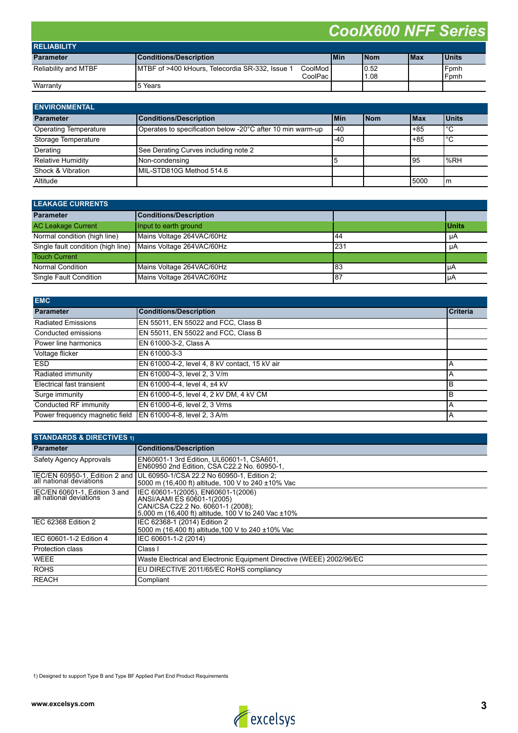# CoolX600 NFF Series

## RELIABILITY

| Parameter | Conditions/Description | Min | Nom | Max | Units |
|---|---|---|---|---|---|
| Reliability and MTBF | MTBF of >400 kHours, Telecordia SR-332, Issue 1 CoolMod<br>CoolPac | | 0.52<br>1.08 | | Fpmh<br>Fpmh |
| Warranty | 5 Years | | | | |

## ENVIRONMENTAL

| Parameter | Conditions/Description | Min | Nom | Max | Units |
|---|---|---|---|---|---|
| Operating Temperature | Operates to specification below -20°C after 10 min warm-up | -40 | | +85 | °C |
| Storage Temperature | | -40 | | +85 | °C |
| Derating | See Derating Curves including note 2 | | | | |
| Relative Humidity | Non-condensing | 5 | | 95 | %RH |
| Shock & Vibration | MIL-STD810G Method 514.6 | | | | |
| Altitude | | | | 5000 | m |

## LEAKAGE CURRENTS

| Parameter | Conditions/Description | | |
|---|---|---|---|
| AC Leakage Current | Input to earth ground | | Units |
| Normal condition (high line) | Mains Voltage 264VAC/60Hz | 44 | μA |
| Single fault condition (high line) | Mains Voltage 264VAC/60Hz | 231 | μA |
| Touch Current | | | |
| Normal Condition | Mains Voltage 264VAC/60Hz | 83 | μA |
| Single Fault Condition | Mains Voltage 264VAC/60Hz | 87 | μA |

## EMC

| Parameter | Conditions/Description | Criteria |
|---|---|---|
| Radiated Emissions | EN 55011, EN 55022 and FCC, Class B | |
| Conducted emissions | EN 55011, EN 55022 and FCC, Class B | |
| Power line harmonics | EN 61000-3-2, Class A | |
| Voltage flicker | EN 61000-3-3 | |
| ESD | EN 61000-4-2, level 4, 8 kV contact, 15 kV air | A |
| Radiated immunity | EN 61000-4-3, level 2, 3 V/m | A |
| Electrical fast transient | EN 61000-4-4, level 4, ±4 kV | B |
| Surge immunity | EN 61000-4-5, level 4, 2 kV DM, 4 kV CM | B |
| Conducted RF immunity | EN 61000-4-6, level 2, 3 Vrms | A |
| Power frequency magnetic field | EN 61000-4-8, level 2, 3 A/m | A |

## STANDARDS & DIRECTIVES 1)

| Parameter | Conditions/Description |
|---|---|
| Safety Agency Approvals | EN60601-1 3rd Edition, UL60601-1, CSA601,<br>EN60950 2nd Edition, CSA C22.2 No. 60950-1, |
| IEC/EN 60950-1, Edition 2 and all national deviations | UL 60950-1/CSA 22.2 No 60950-1, Edition 2;<br>5000 m (16,400 ft) altitude, 100 V to 240 ±10% Vac |
| IEC/EN 60601-1, Edition 3 and all national deviations | IEC 60601-1(2005), EN60601-1(2006)<br>ANSI/AAMI ES 60601-1(2005)<br>CAN/CSA C22.2 No. 60601-1 (2008);<br>5,000 m (16,400 ft) altitude, 100 V to 240 Vac ±10% |
| IEC 62368 Edition 2 | IEC 62368-1 (2014) Edition 2<br>5000 m (16,400 ft) altitude,100 V to 240 ±10% Vac |
| IEC 60601-1-2 Edition 4 | IEC 60601-1-2 (2014) |
| Protection class | Class I |
| WEEE | Waste Electrical and Electronic Equipment Directive (WEEE) 2002/96/EC |
| ROHS | EU DIRECTIVE 2011/65/EC RoHS compliancy |
| REACH | Compliant |

1) Designed to support Type B and Type BF Applied Part End Product Requirements

www.excelsys.com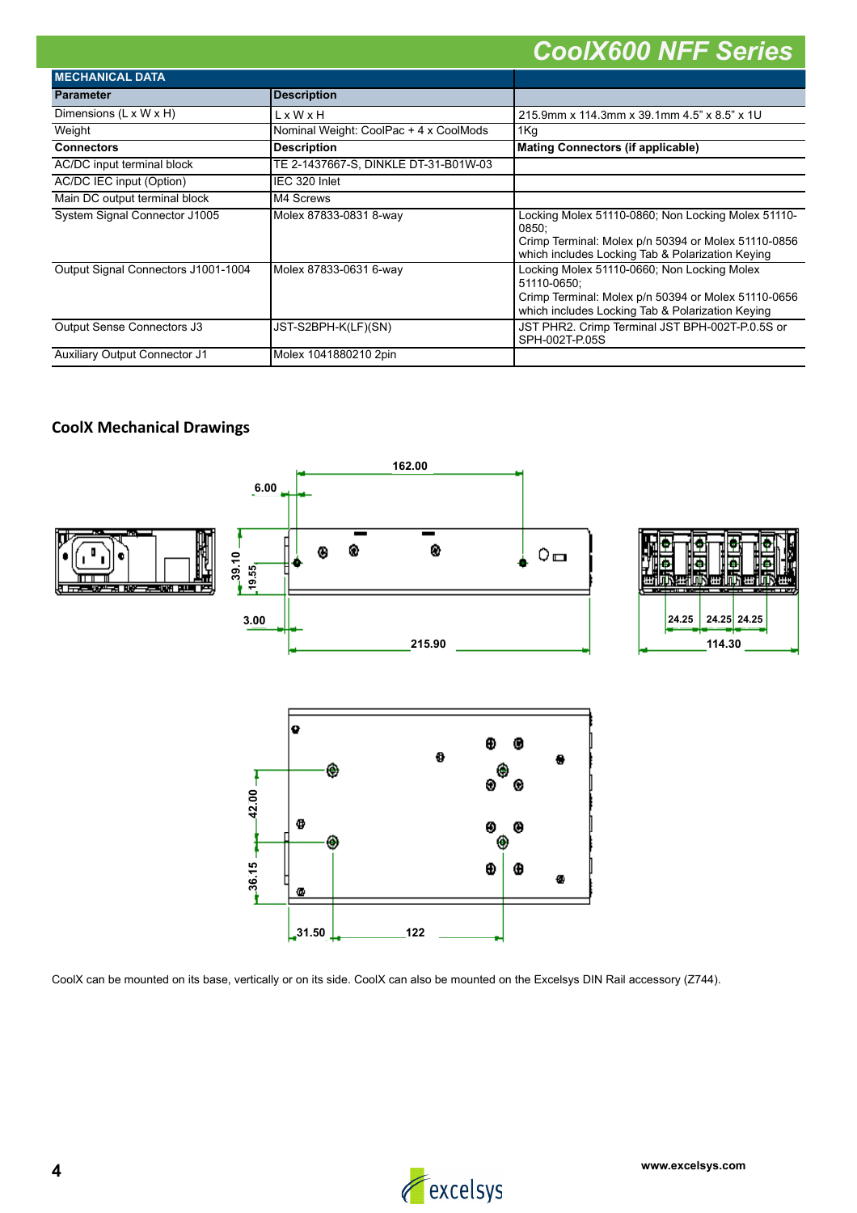## CoolX600 NFF Series

| MECHANICAL DATA | | |
|---|---|---|
| **Parameter** | **Description** | |
| Dimensions (L x W x H) | L x W x H | 215.9mm x 114.3mm x 39.1mm 4.5" x 8.5" x 1U |
| Weight | Nominal Weight: CoolPac + 4 x CoolMods | 1Kg |
| **Connectors** | **Description** | **Mating Connectors (if applicable)** |
| AC/DC input terminal block | TE 2-1437667-S, DINKLE DT-31-B01W-03 | |
| AC/DC IEC input (Option) | IEC 320 Inlet | |
| Main DC output terminal block | M4 Screws | |
| System Signal Connector J1005 | Molex 87833-0831 8-way | Locking Molex 51110-0860; Non Locking Molex 51110-0850; Crimp Terminal: Molex p/n 50394 or Molex 51110-0856 which includes Locking Tab & Polarization Keying |
| Output Signal Connectors J1001-1004 | Molex 87833-0631 6-way | Locking Molex 51110-0660; Non Locking Molex 51110-0650; Crimp Terminal: Molex p/n 50394 or Molex 51110-0656 which includes Locking Tab & Polarization Keying |
| Output Sense Connectors J3 | JST-S2BPH-K(LF)(SN) | JST PHR2. Crimp Terminal JST BPH-002T-P.0.5S or SPH-002T-P.05S |
| Auxiliary Output Connector J1 | Molex 1041880210 2pin | |

### CoolX Mechanical Drawings

CoolX can be mounted on its base, vertically or on its side. CoolX can also be mounted on the Excelsys DIN Rail accessory (Z744).

www.excelsys.com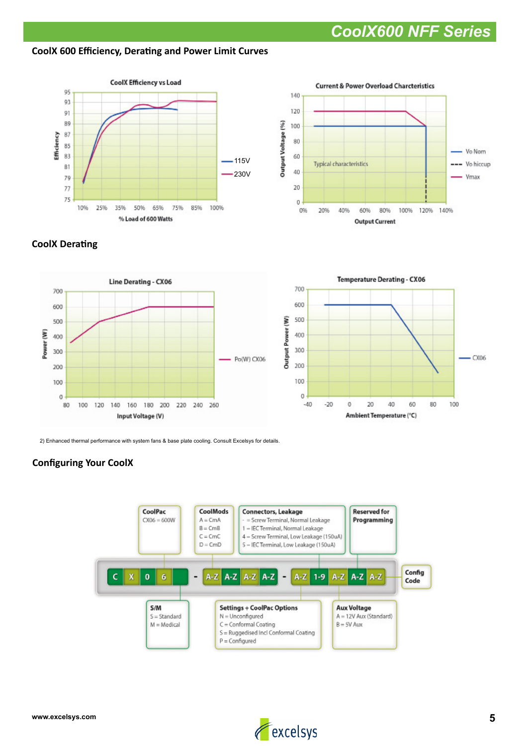## CoolX 600 Efficiency, Derating and Power Limit Curves

CoolX Efficiency vs Load

Current & Power Overload Charcteristics

## CoolX Derating

Line Derating - CX06

Temperature Derating - CX06

2) Enhanced thermal performance with system fans & base plate cooling. Consult Excelsys for details.

## Configuring Your CoolX

**CoolPac**
CX06 = 600W

**CoolMods**
A = CmA
B = CmB
C = CmC
D = CmD

**Connectors, Leakage**
- = Screw Terminal, Normal Leakage
1 = IEC Terminal, Normal Leakage
4 = Screw Terminal, Low Leakage (150uA)
5 = IEC Terminal, Low Leakage (150uA)

**Reserved for Programming**

C X 0 6 _ - A-Z A-Z A-Z A-Z - A-Z 1-9 A-Z A-Z A-Z

**Config Code**

**S/M**
S = Standard
M = Medical

**Settings + CoolPac Options**
N = Unconfigured
C = Conformal Coating
S = Ruggedised Incl Conformal Coating
P = Configured

**Aux Voltage**
A = 12V Aux (Standard)
B = 5V Aux

www.excelsys.com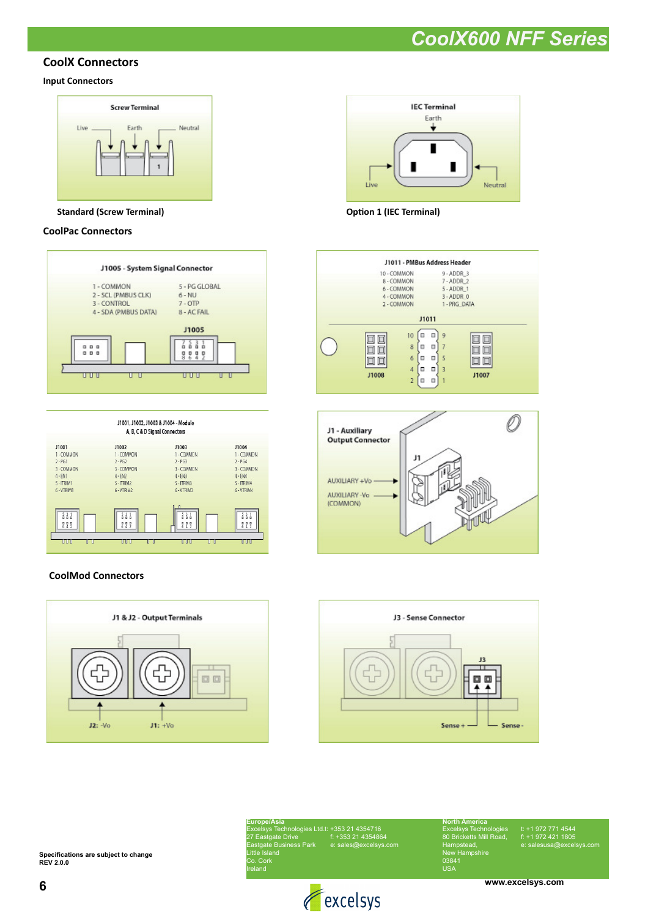## CoolX Connectors

### Input Connectors

Screw Terminal

Live

Earth

Neutral

1

**Standard (Screw Terminal)**

IEC Terminal

Earth

Live

Neutral

**Option 1 (IEC Terminal)**

### CoolPac Connectors

J1005 - System Signal Connector

1 - COMMON
2 - SCL (PMBUS CLK)
3 - CONTROL
4 - SDA (PMBUS DATA)

5 - PG GLOBAL
6 - NU
7 - OTP
8 - AC FAIL

J1005

J1011 - PMBus Address Header

10 - COMMON
8 - COMMON
6 - COMMON
4 - COMMON
2 - COMMON

9 - ADDR_3
7 - ADDR_2
5 - ADDR_1
3 - ADDR_0
1 - PRG_DATA

J1011

J1008

J1007

J1001, J1002, J1003 & J1004 - Module A, B, C & D Signal Connectors

| J1001 | J1002 | J1003 | J1004 |
|---|---|---|---|
| 1 - COMMON | 1 - COMMON | 1 - COMMON | 1 - COMMON |
| 2 - PG1 | 2 - PG2 | 2 - PG3 | 2 - PG4 |
| 3 - COMMON | 3 - COMMON | 3 - COMMON | 3 - COMMON |
| 4 - EN1 | 4 - EN2 | 4 - EN3 | 4 - EN4 |
| 5 - ITRIM1 | 5 - ITRIM2 | 5 - ITRIM3 | 5 - ITRIM4 |
| 6 - VTRIM1 | 6 - VTRIM2 | 6 - VTRIM3 | 6 - VTRIM4 |

J1 - Auxiliary Output Connector

J1

AUXILIARY +Vo

AUXILIARY -Vo (COMMON)

### CoolMod Connectors

J1 & J2 - Output Terminals

J2: -Vo

J1: +Vo

J3 - Sense Connector

J3

Sense +

Sense -

Specifications are subject to change
REV 2.0.0

**Europe/Asia**
Excelsys Technologies Ltd.
27 Eastgate Drive
Eastgate Business Park
Little Island
Co. Cork
Ireland

t: +353 21 4354716
f: +353 21 4354864
e: sales@excelsys.com

**North America**
Excelsys Technologies
80 Bricketts Mill Road,
Hampstead,
New Hampshire
03841
USA

t: +1 972 771 4544
f: +1 972 421 1805
e: salesusa@excelsys.com

www.excelsys.com

excelsys